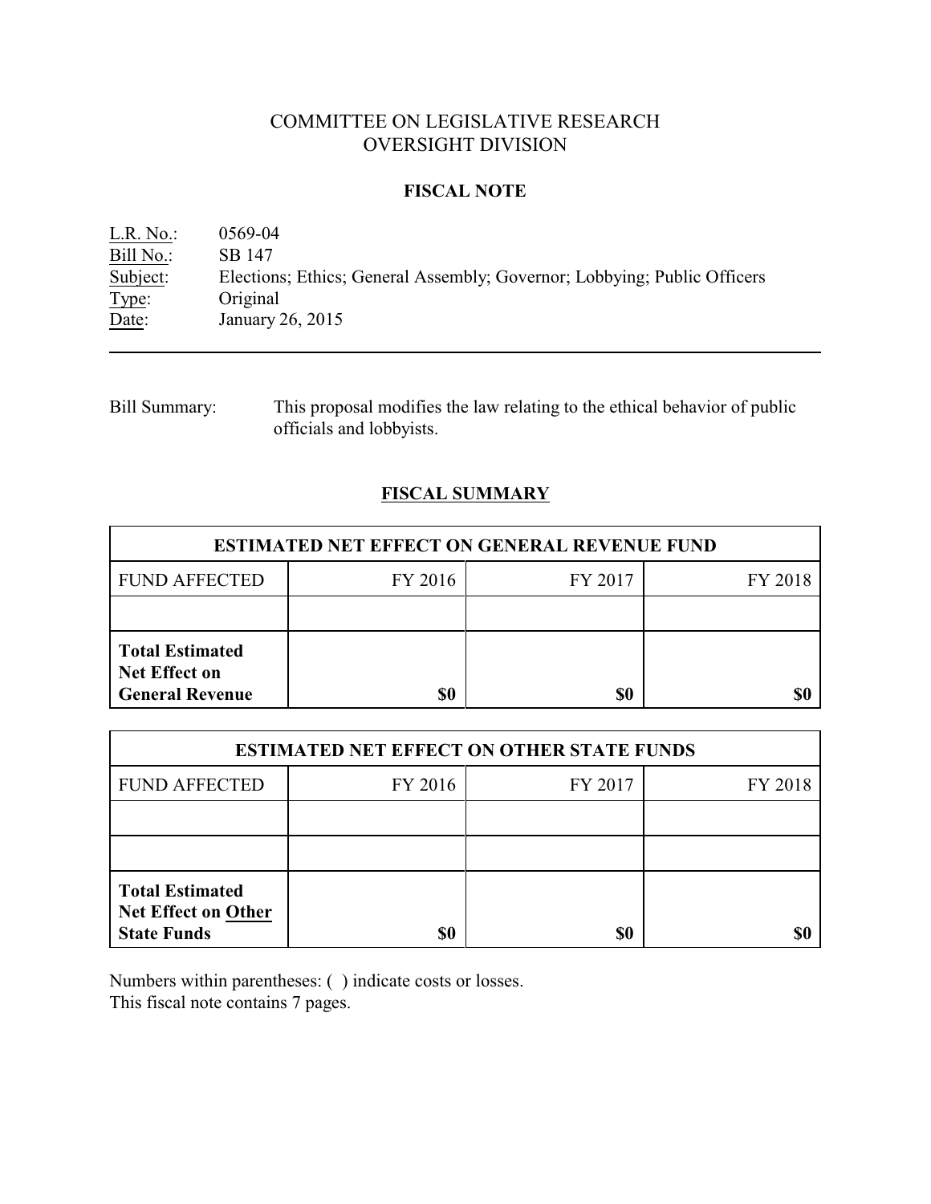# COMMITTEE ON LEGISLATIVE RESEARCH
# OVERSIGHT DIVISION

## FISCAL NOTE

L.R. No.: 0569-04
Bill No.: SB 147
Subject: Elections; Ethics; General Assembly; Governor; Lobbying; Public Officers
Type: Original
Date: January 26, 2015

Bill Summary: This proposal modifies the law relating to the ethical behavior of public officials and lobbyists.

## FISCAL SUMMARY

| ESTIMATED NET EFFECT ON GENERAL REVENUE FUND | | | |
|---|---|---|---|
| FUND AFFECTED | FY 2016 | FY 2017 | FY 2018 |
| | | | |
| **Total Estimated Net Effect on General Revenue** | **$0** | **$0** | **$0** |

| ESTIMATED NET EFFECT ON OTHER STATE FUNDS | | | |
|---|---|---|---|
| FUND AFFECTED | FY 2016 | FY 2017 | FY 2018 |
| | | | |
| | | | |
| **Total Estimated Net Effect on Other State Funds** | **$0** | **$0** | **$0** |

Numbers within parentheses: ( ) indicate costs or losses.
This fiscal note contains 7 pages.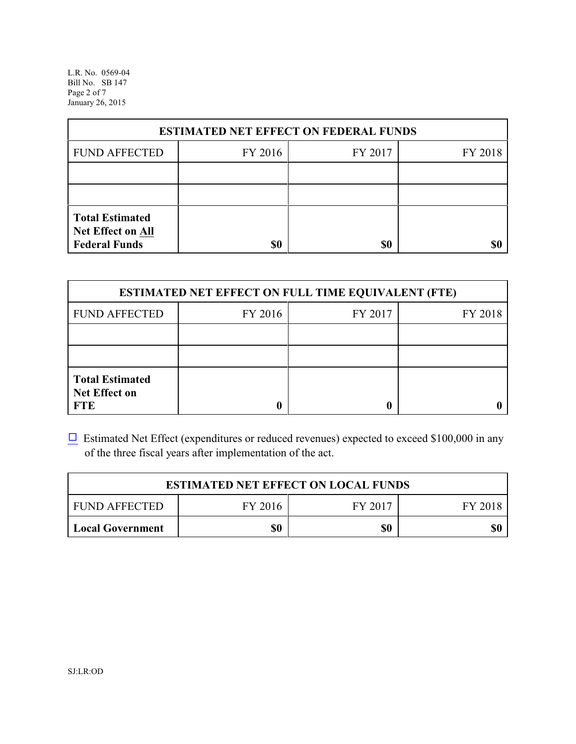| ESTIMATED NET EFFECT ON FEDERAL FUNDS | | | |
|---|---|---|---|
| FUND AFFECTED | FY 2016 | FY 2017 | FY 2018 |
| | | | |
| | | | |
| **Total Estimated Net Effect on All Federal Funds** | **$0** | **$0** | **$0** |

| ESTIMATED NET EFFECT ON FULL TIME EQUIVALENT (FTE) | | | |
|---|---|---|---|
| FUND AFFECTED | FY 2016 | FY 2017 | FY 2018 |
| | | | |
| | | | |
| **Total Estimated Net Effect on FTE** | **0** | **0** | **0** |

☐ Estimated Net Effect (expenditures or reduced revenues) expected to exceed $100,000 in any of the three fiscal years after implementation of the act.

| ESTIMATED NET EFFECT ON LOCAL FUNDS | | | |
|---|---|---|---|
| FUND AFFECTED | FY 2016 | FY 2017 | FY 2018 |
| **Local Government** | **$0** | **$0** | **$0** |

SJ:LR:OD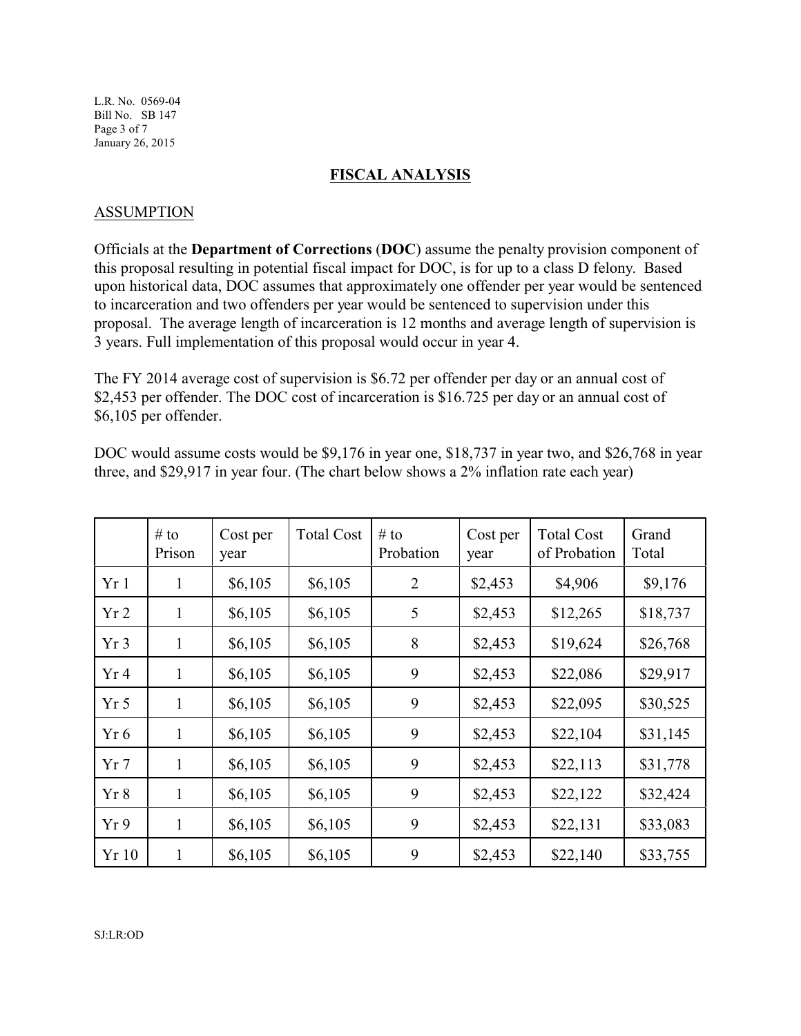## FISCAL ANALYSIS

### ASSUMPTION

Officials at the **Department of Corrections** (**DOC**) assume the penalty provision component of this proposal resulting in potential fiscal impact for DOC, is for up to a class D felony. Based upon historical data, DOC assumes that approximately one offender per year would be sentenced to incarceration and two offenders per year would be sentenced to supervision under this proposal. The average length of incarceration is 12 months and average length of supervision is 3 years. Full implementation of this proposal would occur in year 4.

The FY 2014 average cost of supervision is $6.72 per offender per day or an annual cost of $2,453 per offender. The DOC cost of incarceration is $16.725 per day or an annual cost of $6,105 per offender.

DOC would assume costs would be $9,176 in year one, $18,737 in year two, and $26,768 in year three, and $29,917 in year four. (The chart below shows a 2% inflation rate each year)

| | # to Prison | Cost per year | Total Cost | # to Probation | Cost per year | Total Cost of Probation | Grand Total |
|---|---|---|---|---|---|---|---|
| Yr 1 | 1 | $6,105 | $6,105 | 2 | $2,453 | $4,906 | $9,176 |
| Yr 2 | 1 | $6,105 | $6,105 | 5 | $2,453 | $12,265 | $18,737 |
| Yr 3 | 1 | $6,105 | $6,105 | 8 | $2,453 | $19,624 | $26,768 |
| Yr 4 | 1 | $6,105 | $6,105 | 9 | $2,453 | $22,086 | $29,917 |
| Yr 5 | 1 | $6,105 | $6,105 | 9 | $2,453 | $22,095 | $30,525 |
| Yr 6 | 1 | $6,105 | $6,105 | 9 | $2,453 | $22,104 | $31,145 |
| Yr 7 | 1 | $6,105 | $6,105 | 9 | $2,453 | $22,113 | $31,778 |
| Yr 8 | 1 | $6,105 | $6,105 | 9 | $2,453 | $22,122 | $32,424 |
| Yr 9 | 1 | $6,105 | $6,105 | 9 | $2,453 | $22,131 | $33,083 |
| Yr 10 | 1 | $6,105 | $6,105 | 9 | $2,453 | $22,140 | $33,755 |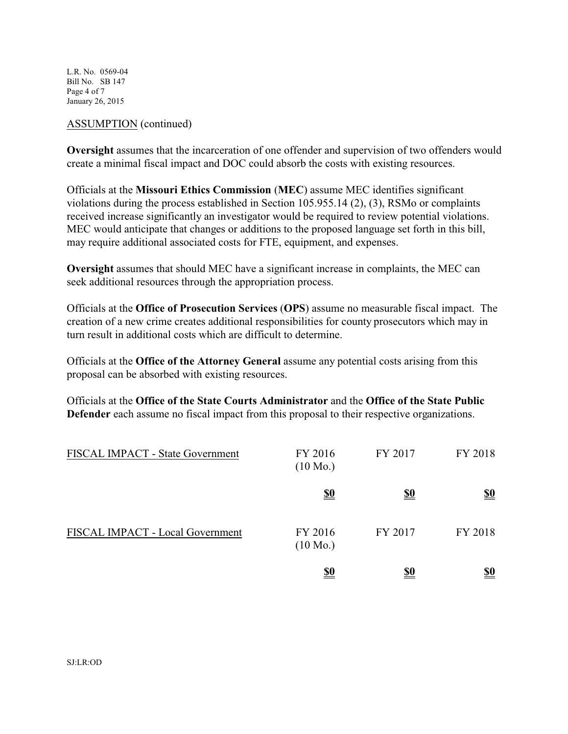ASSUMPTION (continued)

**Oversight** assumes that the incarceration of one offender and supervision of two offenders would create a minimal fiscal impact and DOC could absorb the costs with existing resources.

Officials at the **Missouri Ethics Commission** (**MEC**) assume MEC identifies significant violations during the process established in Section 105.955.14 (2), (3), RSMo or complaints received increase significantly an investigator would be required to review potential violations. MEC would anticipate that changes or additions to the proposed language set forth in this bill, may require additional associated costs for FTE, equipment, and expenses.

**Oversight** assumes that should MEC have a significant increase in complaints, the MEC can seek additional resources through the appropriation process.

Officials at the **Office of Prosecution Services** (**OPS**) assume no measurable fiscal impact. The creation of a new crime creates additional responsibilities for county prosecutors which may in turn result in additional costs which are difficult to determine.

Officials at the **Office of the Attorney General** assume any potential costs arising from this proposal can be absorbed with existing resources.

Officials at the **Office of the State Courts Administrator** and the **Office of the State Public Defender** each assume no fiscal impact from this proposal to their respective organizations.

| FISCAL IMPACT - State Government | FY 2016 (10 Mo.) | FY 2017 | FY 2018 |
|---|---|---|---|
| | **$0** | **$0** | **$0** |

| FISCAL IMPACT - Local Government | FY 2016 (10 Mo.) | FY 2017 | FY 2018 |
|---|---|---|---|
| | **$0** | **$0** | **$0** |

SJ:LR:OD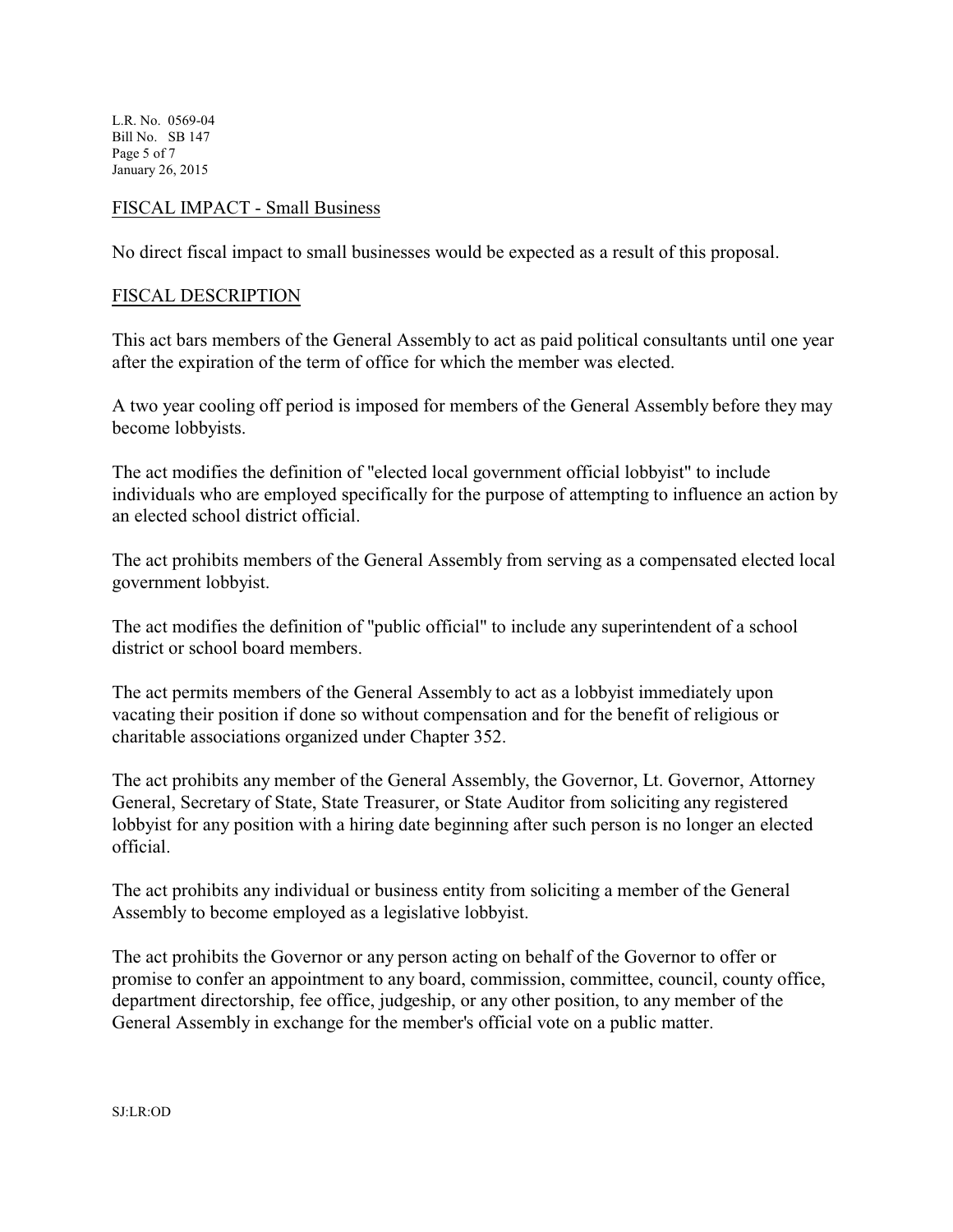## FISCAL IMPACT - Small Business

No direct fiscal impact to small businesses would be expected as a result of this proposal.

## FISCAL DESCRIPTION

This act bars members of the General Assembly to act as paid political consultants until one year after the expiration of the term of office for which the member was elected.

A two year cooling off period is imposed for members of the General Assembly before they may become lobbyists.

The act modifies the definition of "elected local government official lobbyist" to include individuals who are employed specifically for the purpose of attempting to influence an action by an elected school district official.

The act prohibits members of the General Assembly from serving as a compensated elected local government lobbyist.

The act modifies the definition of "public official" to include any superintendent of a school district or school board members.

The act permits members of the General Assembly to act as a lobbyist immediately upon vacating their position if done so without compensation and for the benefit of religious or charitable associations organized under Chapter 352.

The act prohibits any member of the General Assembly, the Governor, Lt. Governor, Attorney General, Secretary of State, State Treasurer, or State Auditor from soliciting any registered lobbyist for any position with a hiring date beginning after such person is no longer an elected official.

The act prohibits any individual or business entity from soliciting a member of the General Assembly to become employed as a legislative lobbyist.

The act prohibits the Governor or any person acting on behalf of the Governor to offer or promise to confer an appointment to any board, commission, committee, council, county office, department directorship, fee office, judgeship, or any other position, to any member of the General Assembly in exchange for the member's official vote on a public matter.

SJ:LR:OD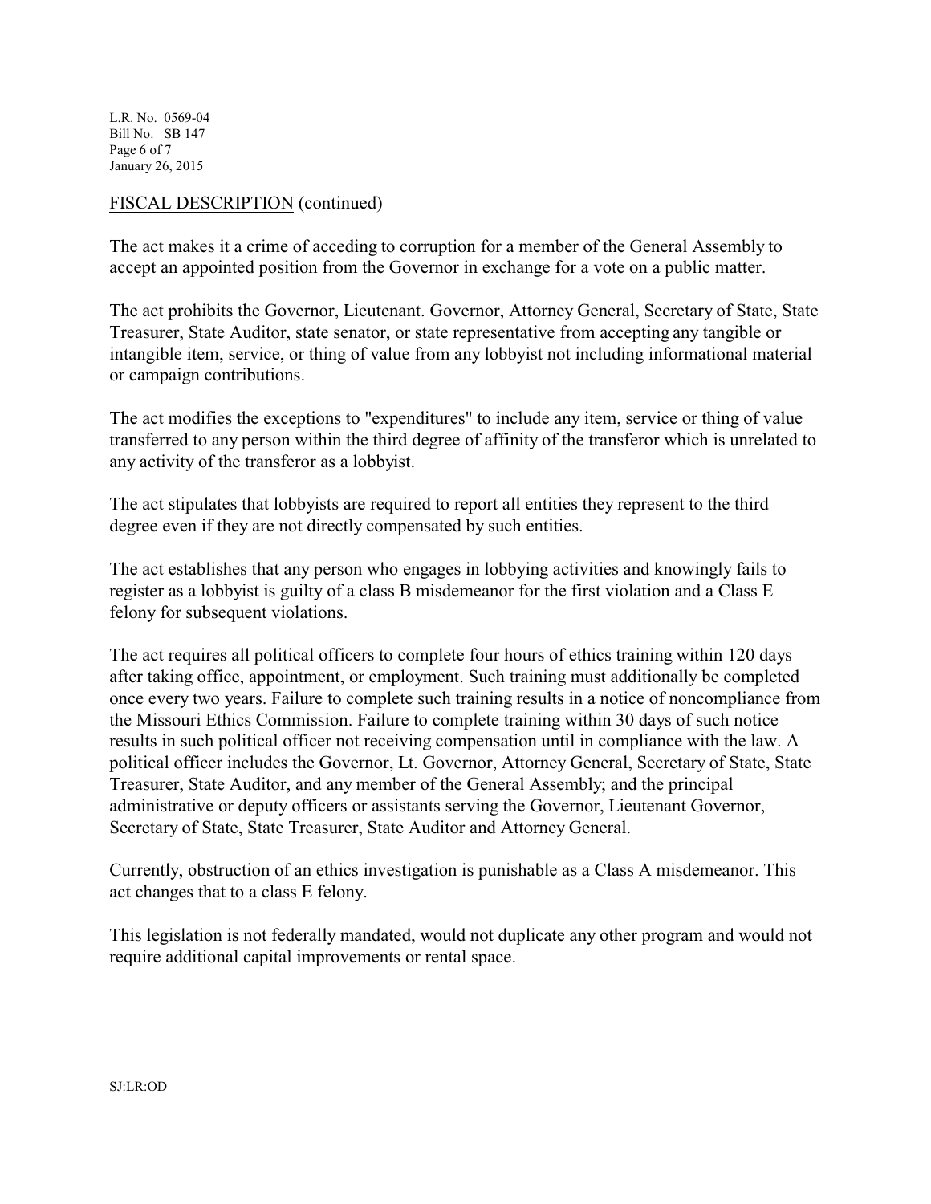FISCAL DESCRIPTION (continued)

The act makes it a crime of acceding to corruption for a member of the General Assembly to accept an appointed position from the Governor in exchange for a vote on a public matter.

The act prohibits the Governor, Lieutenant. Governor, Attorney General, Secretary of State, State Treasurer, State Auditor, state senator, or state representative from accepting any tangible or intangible item, service, or thing of value from any lobbyist not including informational material or campaign contributions.

The act modifies the exceptions to "expenditures" to include any item, service or thing of value transferred to any person within the third degree of affinity of the transferor which is unrelated to any activity of the transferor as a lobbyist.

The act stipulates that lobbyists are required to report all entities they represent to the third degree even if they are not directly compensated by such entities.

The act establishes that any person who engages in lobbying activities and knowingly fails to register as a lobbyist is guilty of a class B misdemeanor for the first violation and a Class E felony for subsequent violations.

The act requires all political officers to complete four hours of ethics training within 120 days after taking office, appointment, or employment. Such training must additionally be completed once every two years. Failure to complete such training results in a notice of noncompliance from the Missouri Ethics Commission. Failure to complete training within 30 days of such notice results in such political officer not receiving compensation until in compliance with the law. A political officer includes the Governor, Lt. Governor, Attorney General, Secretary of State, State Treasurer, State Auditor, and any member of the General Assembly; and the principal administrative or deputy officers or assistants serving the Governor, Lieutenant Governor, Secretary of State, State Treasurer, State Auditor and Attorney General.

Currently, obstruction of an ethics investigation is punishable as a Class A misdemeanor. This act changes that to a class E felony.

This legislation is not federally mandated, would not duplicate any other program and would not require additional capital improvements or rental space.

SJ:LR:OD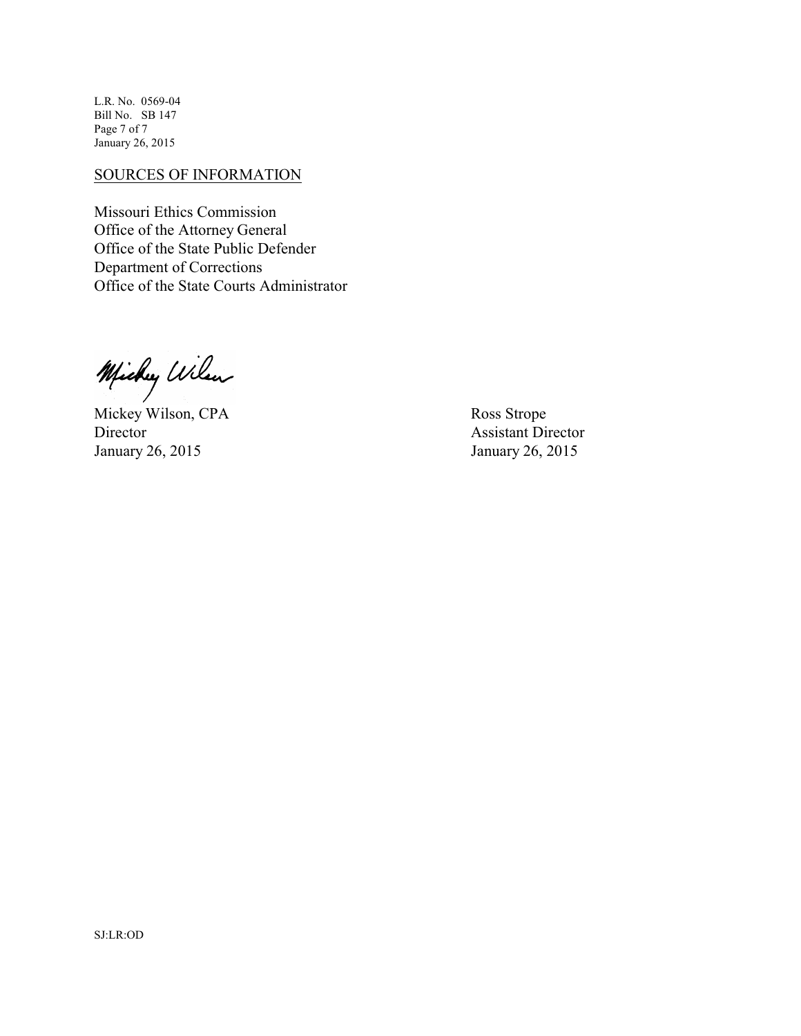SOURCES OF INFORMATION

Missouri Ethics Commission
Office of the Attorney General
Office of the State Public Defender
Department of Corrections
Office of the State Courts Administrator

Mickey Wilson, CPA
Director
January 26, 2015

Ross Strope
Assistant Director
January 26, 2015

SJ:LR:OD